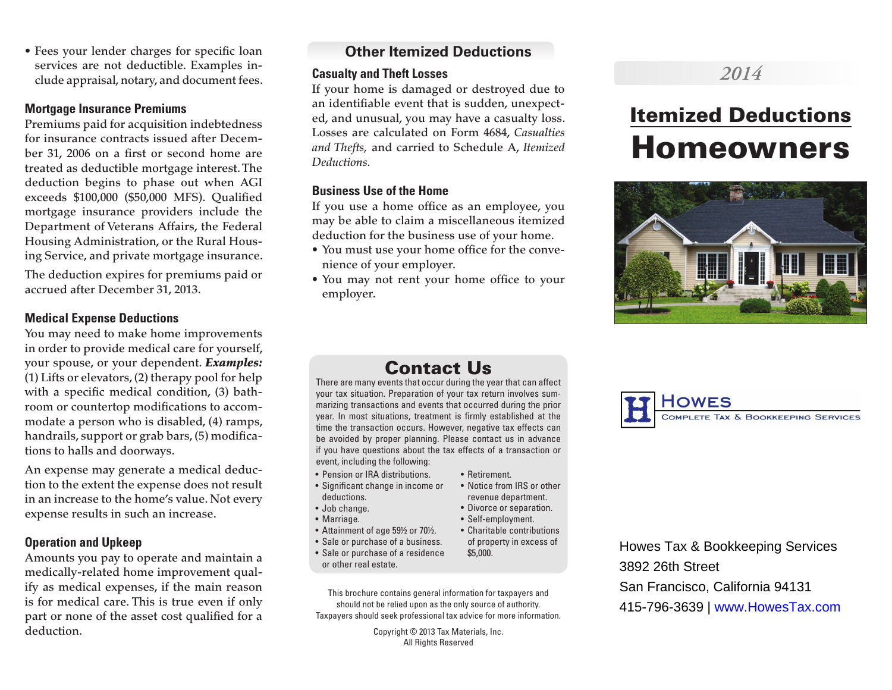- Fees your lender charges for specific loan services are not deductible. Examples include appraisal, notary, and document fees.

### Mortgage Insurance Premiums

Premiums paid for acquisition indebtedness for insurance contracts issued after December 31, 2006 on a first or second home are treated as deductible mortgage interest. The deduction begins to phase out when AGI exceeds $100,000 ($50,000 MFS). Qualified mortgage insurance providers include the Department of Veterans Affairs, the Federal Housing Administration, or the Rural Housing Service, and private mortgage insurance.

The deduction expires for premiums paid or accrued after December 31, 2013.

### Medical Expense Deductions

You may need to make home improvements in order to provide medical care for yourself, your spouse, or your dependent. ***Examples:*** (1) Lifts or elevators, (2) therapy pool for help with a specific medical condition, (3) bathroom or countertop modifications to accommodate a person who is disabled, (4) ramps, handrails, support or grab bars, (5) modifications to halls and doorways.

An expense may generate a medical deduction to the extent the expense does not result in an increase to the home's value. Not every expense results in such an increase.

### Operation and Upkeep

Amounts you pay to operate and maintain a medically-related home improvement qualify as medical expenses, if the main reason is for medical care. This is true even if only part or none of the asset cost qualified for a deduction.

## Other Itemized Deductions

### Casualty and Theft Losses

If your home is damaged or destroyed due to an identifiable event that is sudden, unexpected, and unusual, you may have a casualty loss. Losses are calculated on Form 4684, *Casualties and Thefts,* and carried to Schedule A, *Itemized Deductions.*

### Business Use of the Home

If you use a home office as an employee, you may be able to claim a miscellaneous itemized deduction for the business use of your home.

- You must use your home office for the convenience of your employer.
- You may not rent your home office to your employer.

## Contact Us

There are many events that occur during the year that can affect your tax situation. Preparation of your tax return involves summarizing transactions and events that occurred during the prior year. In most situations, treatment is firmly established at the time the transaction occurs. However, negative tax effects can be avoided by proper planning. Please contact us in advance if you have questions about the tax effects of a transaction or event, including the following:

- Pension or IRA distributions.
- Significant change in income or deductions.
- Job change.
- Marriage.
- Attainment of age 59½ or 70½.
- Sale or purchase of a business.
- Sale or purchase of a residence or other real estate.
- Retirement.
- Notice from IRS or other revenue department.
- Divorce or separation.
- Self-employment.
- Charitable contributions of property in excess of $5,000.

This brochure contains general information for taxpayers and should not be relied upon as the only source of authority. Taxpayers should seek professional tax advice for more information.

Copyright © 2013 Tax Materials, Inc.
All Rights Reserved

*2014*

# Itemized Deductions
# Homeowners

Howes
Complete Tax & Bookkeeping Services

Howes Tax & Bookkeeping Services
3892 26th Street
San Francisco, California 94131
415-796-3639 | www.HowesTax.com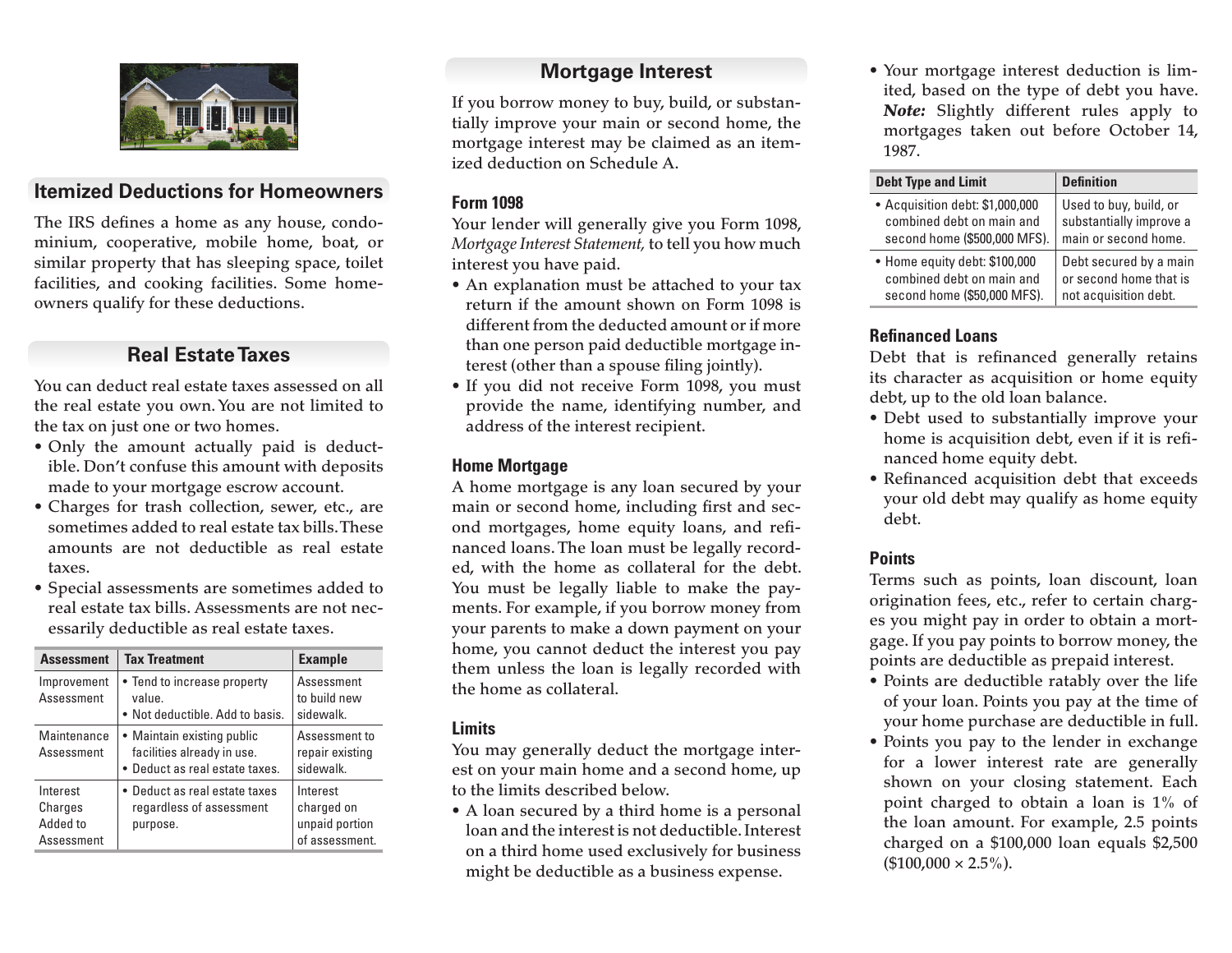## Itemized Deductions for Homeowners

The IRS defines a home as any house, condominium, cooperative, mobile home, boat, or similar property that has sleeping space, toilet facilities, and cooking facilities. Some homeowners qualify for these deductions.

## Real Estate Taxes

You can deduct real estate taxes assessed on all the real estate you own. You are not limited to the tax on just one or two homes.

- Only the amount actually paid is deductible. Don't confuse this amount with deposits made to your mortgage escrow account.
- Charges for trash collection, sewer, etc., are sometimes added to real estate tax bills. These amounts are not deductible as real estate taxes.
- Special assessments are sometimes added to real estate tax bills. Assessments are not necessarily deductible as real estate taxes.

| Assessment | Tax Treatment | Example |
|---|---|---|
| Improvement Assessment | • Tend to increase property value.<br>• Not deductible. Add to basis. | Assessment to build new sidewalk. |
| Maintenance Assessment | • Maintain existing public facilities already in use.<br>• Deduct as real estate taxes. | Assessment to repair existing sidewalk. |
| Interest Charges Added to Assessment | • Deduct as real estate taxes regardless of assessment purpose. | Interest charged on unpaid portion of assessment. |

## Mortgage Interest

If you borrow money to buy, build, or substantially improve your main or second home, the mortgage interest may be claimed as an itemized deduction on Schedule A.

### Form 1098

Your lender will generally give you Form 1098, *Mortgage Interest Statement*, to tell you how much interest you have paid.

- An explanation must be attached to your tax return if the amount shown on Form 1098 is different from the deducted amount or if more than one person paid deductible mortgage interest (other than a spouse filing jointly).
- If you did not receive Form 1098, you must provide the name, identifying number, and address of the interest recipient.

### Home Mortgage

A home mortgage is any loan secured by your main or second home, including first and second mortgages, home equity loans, and refinanced loans. The loan must be legally recorded, with the home as collateral for the debt. You must be legally liable to make the payments. For example, if you borrow money from your parents to make a down payment on your home, you cannot deduct the interest you pay them unless the loan is legally recorded with the home as collateral.

### Limits

You may generally deduct the mortgage interest on your main home and a second home, up to the limits described below.

- A loan secured by a third home is a personal loan and the interest is not deductible. Interest on a third home used exclusively for business might be deductible as a business expense.
- Your mortgage interest deduction is limited, based on the type of debt you have. ***Note:*** Slightly different rules apply to mortgages taken out before October 14, 1987.

| Debt Type and Limit | Definition |
|---|---|
| • Acquisition debt: $1,000,000 combined debt on main and second home ($500,000 MFS). | Used to buy, build, or substantially improve a main or second home. |
| • Home equity debt: $100,000 combined debt on main and second home ($50,000 MFS). | Debt secured by a main or second home that is not acquisition debt. |

### Refinanced Loans

Debt that is refinanced generally retains its character as acquisition or home equity debt, up to the old loan balance.

- Debt used to substantially improve your home is acquisition debt, even if it is refinanced home equity debt.
- Refinanced acquisition debt that exceeds your old debt may qualify as home equity debt.

### Points

Terms such as points, loan discount, loan origination fees, etc., refer to certain charges you might pay in order to obtain a mortgage. If you pay points to borrow money, the points are deductible as prepaid interest.

- Points are deductible ratably over the life of your loan. Points you pay at the time of your home purchase are deductible in full.
- Points you pay to the lender in exchange for a lower interest rate are generally shown on your closing statement. Each point charged to obtain a loan is 1% of the loan amount. For example, 2.5 points charged on a $100,000 loan equals $2,500 ($100,000 × 2.5%).